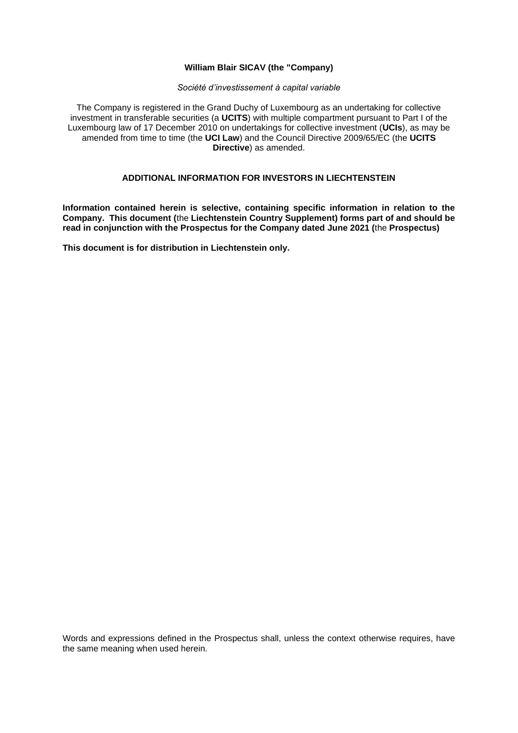**William Blair SICAV (the "Company)**

*Société d'investissement à capital variable*

The Company is registered in the Grand Duchy of Luxembourg as an undertaking for collective investment in transferable securities (a **UCITS**) with multiple compartment pursuant to Part I of the Luxembourg law of 17 December 2010 on undertakings for collective investment (**UCIs**), as may be amended from time to time (the **UCI Law**) and the Council Directive 2009/65/EC (the **UCITS Directive**) as amended.

## ADDITIONAL INFORMATION FOR INVESTORS IN LIECHTENSTEIN

**Information contained herein is selective, containing specific information in relation to the Company. This document (**the **Liechtenstein Country Supplement) forms part of and should be read in conjunction with the Prospectus for the Company dated June 2021 (**the **Prospectus)**

**This document is for distribution in Liechtenstein only.**

Words and expressions defined in the Prospectus shall, unless the context otherwise requires, have the same meaning when used herein.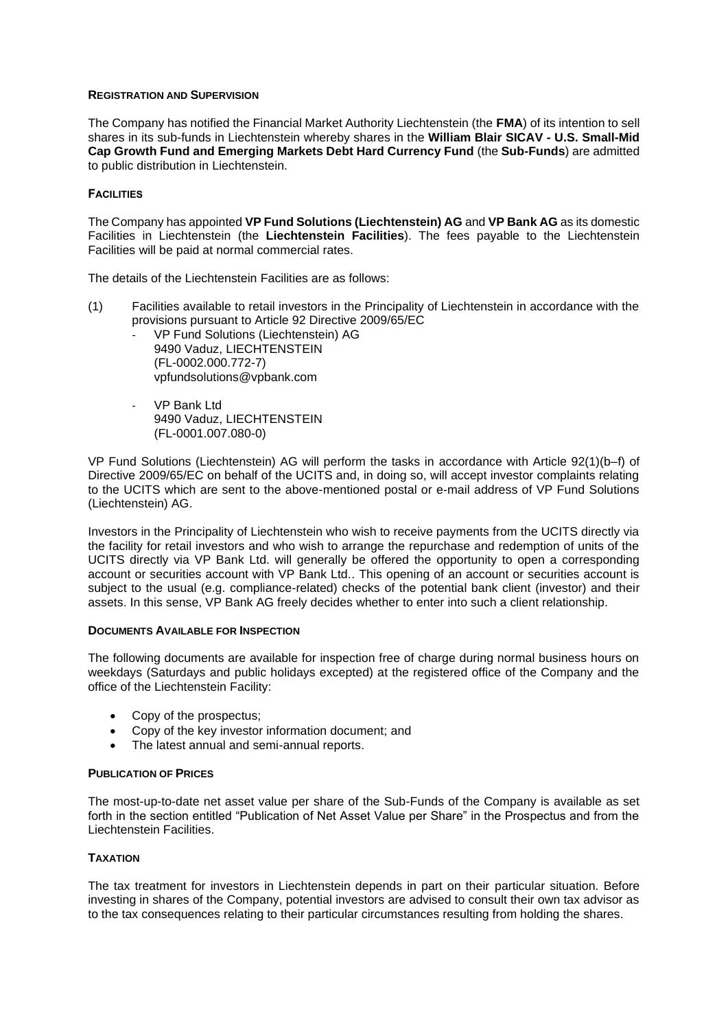**REGISTRATION AND SUPERVISION**

The Company has notified the Financial Market Authority Liechtenstein (the **FMA**) of its intention to sell shares in its sub-funds in Liechtenstein whereby shares in the **William Blair SICAV - U.S. Small-Mid Cap Growth Fund and Emerging Markets Debt Hard Currency Fund** (the **Sub-Funds**) are admitted to public distribution in Liechtenstein.

**FACILITIES**

The Company has appointed **VP Fund Solutions (Liechtenstein) AG** and **VP Bank AG** as its domestic Facilities in Liechtenstein (the **Liechtenstein Facilities**). The fees payable to the Liechtenstein Facilities will be paid at normal commercial rates.

The details of the Liechtenstein Facilities are as follows:

(1) Facilities available to retail investors in the Principality of Liechtenstein in accordance with the provisions pursuant to Article 92 Directive 2009/65/EC

- VP Fund Solutions (Liechtenstein) AG
  9490 Vaduz, LIECHTENSTEIN
  (FL-0002.000.772-7)
  vpfundsolutions@vpbank.com

- VP Bank Ltd
  9490 Vaduz, LIECHTENSTEIN
  (FL-0001.007.080-0)

VP Fund Solutions (Liechtenstein) AG will perform the tasks in accordance with Article 92(1)(b–f) of Directive 2009/65/EC on behalf of the UCITS and, in doing so, will accept investor complaints relating to the UCITS which are sent to the above-mentioned postal or e-mail address of VP Fund Solutions (Liechtenstein) AG.

Investors in the Principality of Liechtenstein who wish to receive payments from the UCITS directly via the facility for retail investors and who wish to arrange the repurchase and redemption of units of the UCITS directly via VP Bank Ltd. will generally be offered the opportunity to open a corresponding account or securities account with VP Bank Ltd.. This opening of an account or securities account is subject to the usual (e.g. compliance-related) checks of the potential bank client (investor) and their assets. In this sense, VP Bank AG freely decides whether to enter into such a client relationship.

**DOCUMENTS AVAILABLE FOR INSPECTION**

The following documents are available for inspection free of charge during normal business hours on weekdays (Saturdays and public holidays excepted) at the registered office of the Company and the office of the Liechtenstein Facility:

- Copy of the prospectus;
- Copy of the key investor information document; and
- The latest annual and semi-annual reports.

**PUBLICATION OF PRICES**

The most-up-to-date net asset value per share of the Sub-Funds of the Company is available as set forth in the section entitled "Publication of Net Asset Value per Share" in the Prospectus and from the Liechtenstein Facilities.

**TAXATION**

The tax treatment for investors in Liechtenstein depends in part on their particular situation. Before investing in shares of the Company, potential investors are advised to consult their own tax advisor as to the tax consequences relating to their particular circumstances resulting from holding the shares.